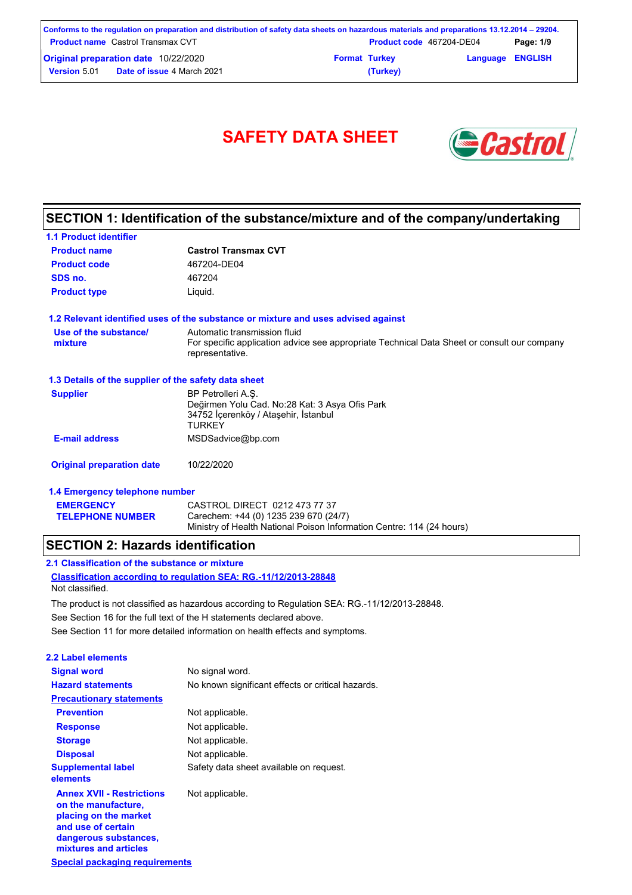# SAFETY DATA SHEET

## SECTION 1: Identification of the substance/mixture and of the company/undertaking

### 1.1 Product identifier

| | |
|---|---|
| **Product name** | **Castrol Transmax CVT** |
| **Product code** | 467204-DE04 |
| **SDS no.** | 467204 |
| **Product type** | Liquid. |

### 1.2 Relevant identified uses of the substance or mixture and uses advised against

| | |
|---|---|
| **Use of the substance/ mixture** | Automatic transmission fluid<br>For specific application advice see appropriate Technical Data Sheet or consult our company representative. |

### 1.3 Details of the supplier of the safety data sheet

| | |
|---|---|
| **Supplier** | BP Petrolleri A.Ş.<br>Değirmen Yolu Cad. No:28 Kat: 3 Asya Ofis Park<br>34752 İçerenköy / Ataşehir, İstanbul<br>TURKEY |
| **E-mail address** | MSDSadvice@bp.com |
| **Original preparation date** | 10/22/2020 |

### 1.4 Emergency telephone number

| | |
|---|---|
| **EMERGENCY TELEPHONE NUMBER** | CASTROL DIRECT 0212 473 77 37<br>Carechem: +44 (0) 1235 239 670 (24/7)<br>Ministry of Health National Poison Information Centre: 114 (24 hours) |

## SECTION 2: Hazards identification

### 2.1 Classification of the substance or mixture

**Classification according to regulation SEA: RG.-11/12/2013-28848**

Not classified.

The product is not classified as hazardous according to Regulation SEA: RG.-11/12/2013-28848.

See Section 16 for the full text of the H statements declared above.

See Section 11 for more detailed information on health effects and symptoms.

### 2.2 Label elements

| | |
|---|---|
| **Signal word** | No signal word. |
| **Hazard statements** | No known significant effects or critical hazards. |
| **Precautionary statements** | |
| **Prevention** | Not applicable. |
| **Response** | Not applicable. |
| **Storage** | Not applicable. |
| **Disposal** | Not applicable. |
| **Supplemental label elements** | Safety data sheet available on request. |
| **Annex XVII - Restrictions on the manufacture, placing on the market and use of certain dangerous substances, mixtures and articles** | Not applicable. |

**Special packaging requirements**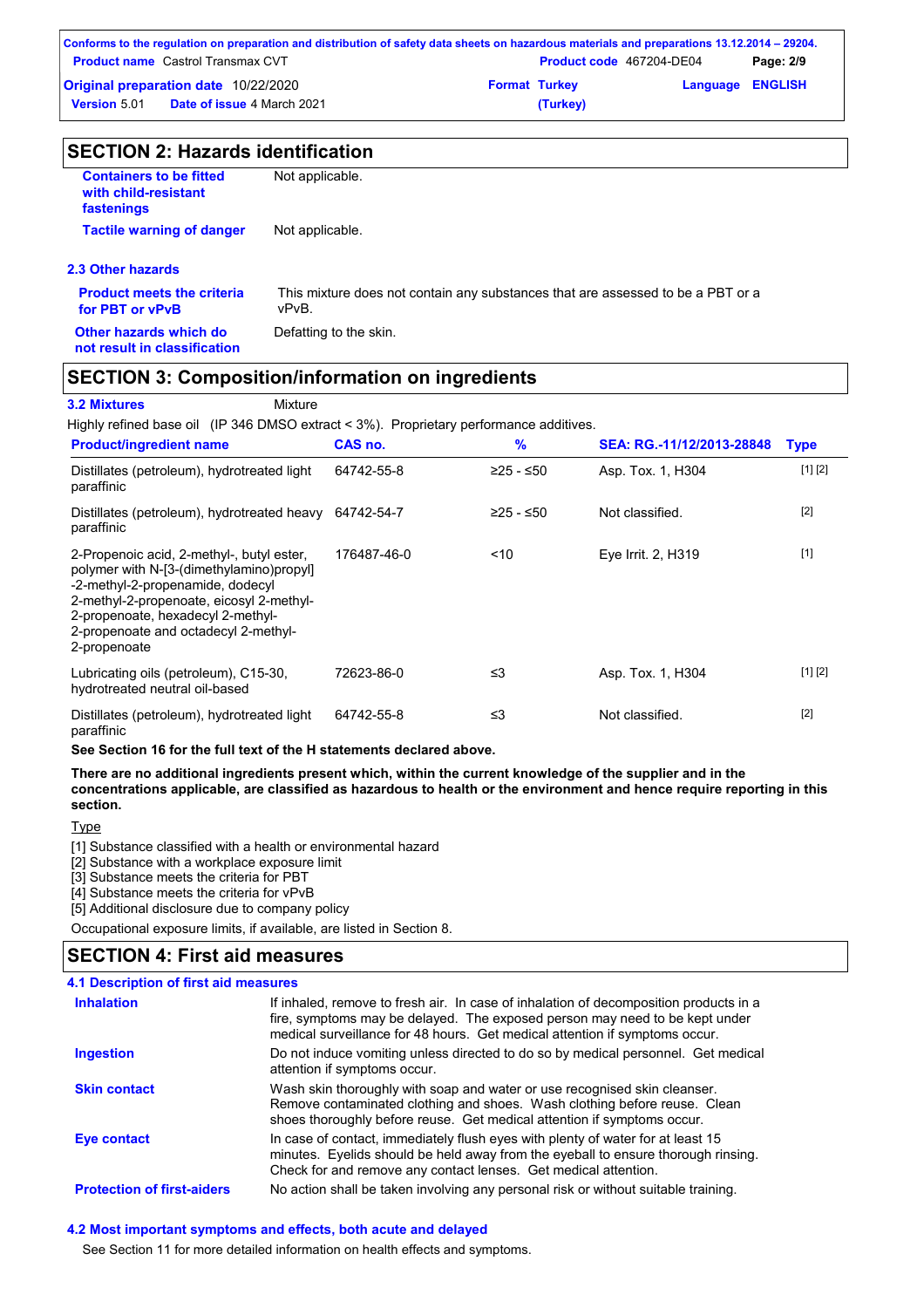## SECTION 2: Hazards identification

| | |
|---|---|
| **Containers to be fitted with child-resistant fastenings** | Not applicable. |
| **Tactile warning of danger** | Not applicable. |

### 2.3 Other hazards

| | |
|---|---|
| **Product meets the criteria for PBT or vPvB** | This mixture does not contain any substances that are assessed to be a PBT or a vPvB. |
| **Other hazards which do not result in classification** | Defatting to the skin. |

## SECTION 3: Composition/information on ingredients

**3.2 Mixtures** Mixture

Highly refined base oil (IP 346 DMSO extract < 3%). Proprietary performance additives.

| Product/ingredient name | CAS no. | % | SEA: RG.-11/12/2013-28848 | Type |
|---|---|---|---|---|
| Distillates (petroleum), hydrotreated light paraffinic | 64742-55-8 | ≥25 - ≤50 | Asp. Tox. 1, H304 | [1] [2] |
| Distillates (petroleum), hydrotreated heavy paraffinic | 64742-54-7 | ≥25 - ≤50 | Not classified. | [2] |
| 2-Propenoic acid, 2-methyl-, butyl ester, polymer with N-[3-(dimethylamino)propyl]-2-methyl-2-propenamide, dodecyl 2-methyl-2-propenoate, eicosyl 2-methyl-2-propenoate, hexadecyl 2-methyl-2-propenoate and octadecyl 2-methyl-2-propenoate | 176487-46-0 | <10 | Eye Irrit. 2, H319 | [1] |
| Lubricating oils (petroleum), C15-30, hydrotreated neutral oil-based | 72623-86-0 | ≤3 | Asp. Tox. 1, H304 | [1] [2] |
| Distillates (petroleum), hydrotreated light paraffinic | 64742-55-8 | ≤3 | Not classified. | [2] |

**See Section 16 for the full text of the H statements declared above.**

**There are no additional ingredients present which, within the current knowledge of the supplier and in the concentrations applicable, are classified as hazardous to health or the environment and hence require reporting in this section.**

Type

[1] Substance classified with a health or environmental hazard
[2] Substance with a workplace exposure limit
[3] Substance meets the criteria for PBT
[4] Substance meets the criteria for vPvB
[5] Additional disclosure due to company policy

Occupational exposure limits, if available, are listed in Section 8.

## SECTION 4: First aid measures

### 4.1 Description of first aid measures

| | |
|---|---|
| **Inhalation** | If inhaled, remove to fresh air. In case of inhalation of decomposition products in a fire, symptoms may be delayed. The exposed person may need to be kept under medical surveillance for 48 hours. Get medical attention if symptoms occur. |
| **Ingestion** | Do not induce vomiting unless directed to do so by medical personnel. Get medical attention if symptoms occur. |
| **Skin contact** | Wash skin thoroughly with soap and water or use recognised skin cleanser. Remove contaminated clothing and shoes. Wash clothing before reuse. Clean shoes thoroughly before reuse. Get medical attention if symptoms occur. |
| **Eye contact** | In case of contact, immediately flush eyes with plenty of water for at least 15 minutes. Eyelids should be held away from the eyeball to ensure thorough rinsing. Check for and remove any contact lenses. Get medical attention. |
| **Protection of first-aiders** | No action shall be taken involving any personal risk or without suitable training. |

### 4.2 Most important symptoms and effects, both acute and delayed

See Section 11 for more detailed information on health effects and symptoms.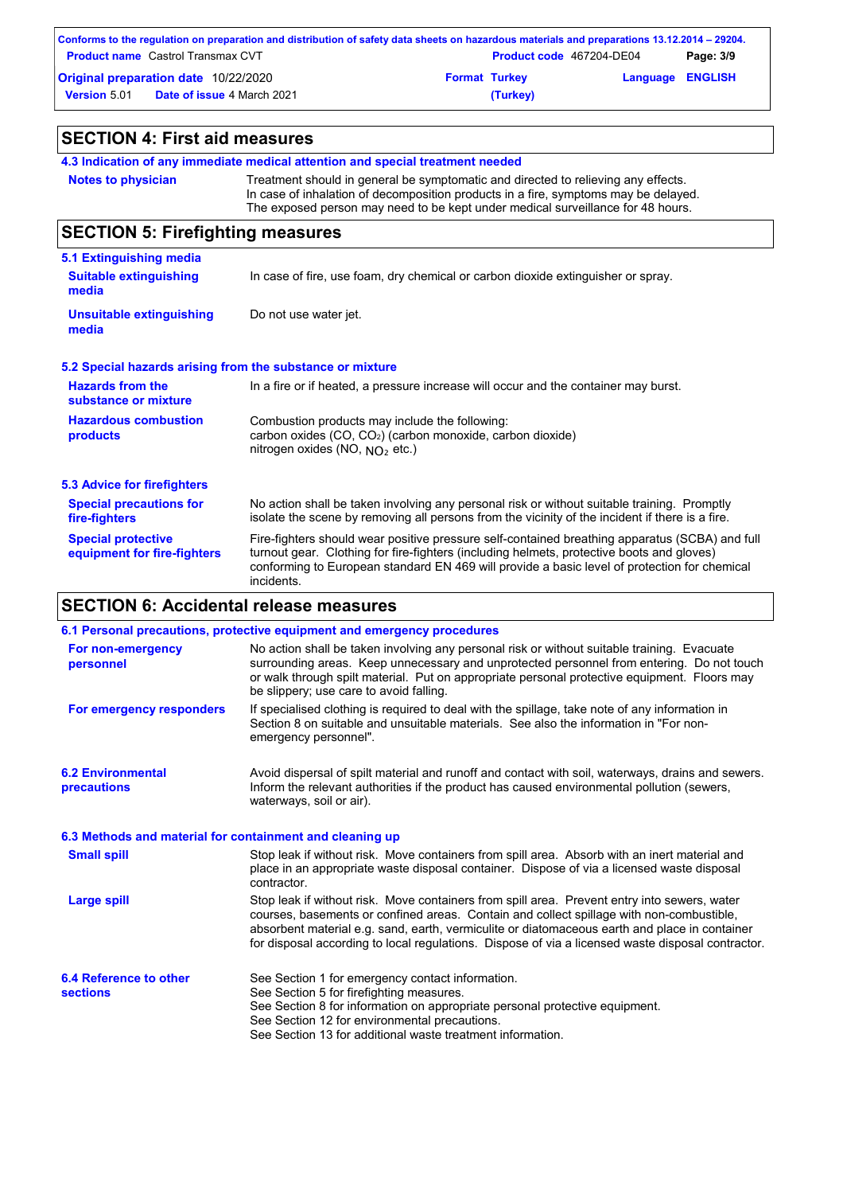## SECTION 4: First aid measures

### 4.3 Indication of any immediate medical attention and special treatment needed

**Notes to physician** Treatment should in general be symptomatic and directed to relieving any effects. In case of inhalation of decomposition products in a fire, symptoms may be delayed. The exposed person may need to be kept under medical surveillance for 48 hours.

## SECTION 5: Firefighting measures

### 5.1 Extinguishing media

**Suitable extinguishing media** In case of fire, use foam, dry chemical or carbon dioxide extinguisher or spray.

**Unsuitable extinguishing media** Do not use water jet.

### 5.2 Special hazards arising from the substance or mixture

**Hazards from the substance or mixture** In a fire or if heated, a pressure increase will occur and the container may burst.

**Hazardous combustion products** Combustion products may include the following:
carbon oxides ($CO$, $CO_2$) (carbon monoxide, carbon dioxide)
nitrogen oxides ($NO$, $NO_2$ etc.)

### 5.3 Advice for firefighters

**Special precautions for fire-fighters** No action shall be taken involving any personal risk or without suitable training. Promptly isolate the scene by removing all persons from the vicinity of the incident if there is a fire.

**Special protective equipment for fire-fighters** Fire-fighters should wear positive pressure self-contained breathing apparatus (SCBA) and full turnout gear. Clothing for fire-fighters (including helmets, protective boots and gloves) conforming to European standard EN 469 will provide a basic level of protection for chemical incidents.

## SECTION 6: Accidental release measures

### 6.1 Personal precautions, protective equipment and emergency procedures

**For non-emergency personnel** No action shall be taken involving any personal risk or without suitable training. Evacuate surrounding areas. Keep unnecessary and unprotected personnel from entering. Do not touch or walk through spilt material. Put on appropriate personal protective equipment. Floors may be slippery; use care to avoid falling.

**For emergency responders** If specialised clothing is required to deal with the spillage, take note of any information in Section 8 on suitable and unsuitable materials. See also the information in "For non-emergency personnel".

**6.2 Environmental precautions** Avoid dispersal of spilt material and runoff and contact with soil, waterways, drains and sewers. Inform the relevant authorities if the product has caused environmental pollution (sewers, waterways, soil or air).

### 6.3 Methods and material for containment and cleaning up

**Small spill** Stop leak if without risk. Move containers from spill area. Absorb with an inert material and place in an appropriate waste disposal container. Dispose of via a licensed waste disposal contractor.

**Large spill** Stop leak if without risk. Move containers from spill area. Prevent entry into sewers, water courses, basements or confined areas. Contain and collect spillage with non-combustible, absorbent material e.g. sand, earth, vermiculite or diatomaceous earth and place in container for disposal according to local regulations. Dispose of via a licensed waste disposal contractor.

**6.4 Reference to other sections**
See Section 1 for emergency contact information.
See Section 5 for firefighting measures.
See Section 8 for information on appropriate personal protective equipment.
See Section 12 for environmental precautions.
See Section 13 for additional waste treatment information.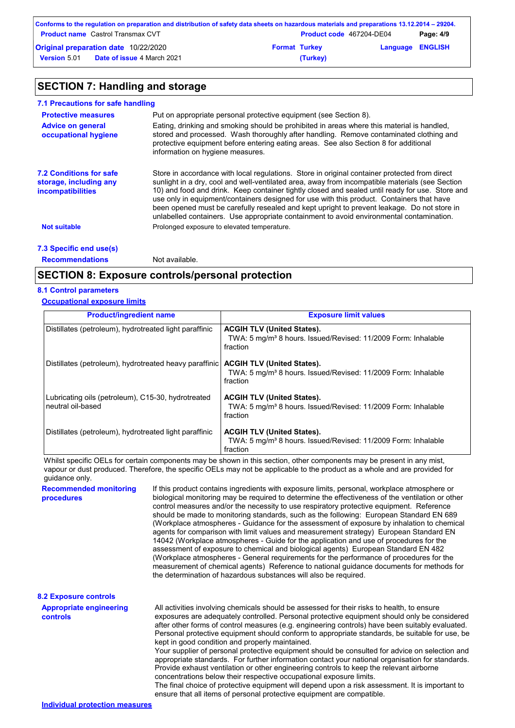## SECTION 7: Handling and storage

### 7.1 Precautions for safe handling

**Protective measures** Put on appropriate personal protective equipment (see Section 8).

**Advice on general occupational hygiene** Eating, drinking and smoking should be prohibited in areas where this material is handled, stored and processed. Wash thoroughly after handling. Remove contaminated clothing and protective equipment before entering eating areas. See also Section 8 for additional information on hygiene measures.

### 7.2 Conditions for safe storage, including any incompatibilities

Store in accordance with local regulations. Store in original container protected from direct sunlight in a dry, cool and well-ventilated area, away from incompatible materials (see Section 10) and food and drink. Keep container tightly closed and sealed until ready for use. Store and use only in equipment/containers designed for use with this product. Containers that have been opened must be carefully resealed and kept upright to prevent leakage. Do not store in unlabelled containers. Use appropriate containment to avoid environmental contamination.

**Not suitable** Prolonged exposure to elevated temperature.

### 7.3 Specific end use(s)

**Recommendations** Not available.

## SECTION 8: Exposure controls/personal protection

### 8.1 Control parameters

**Occupational exposure limits**

| Product/ingredient name | Exposure limit values |
|---|---|
| Distillates (petroleum), hydrotreated light paraffinic | **ACGIH TLV (United States).** TWA: 5 mg/m³ 8 hours. Issued/Revised: 11/2009 Form: Inhalable fraction |
| Distillates (petroleum), hydrotreated heavy paraffinic | **ACGIH TLV (United States).** TWA: 5 mg/m³ 8 hours. Issued/Revised: 11/2009 Form: Inhalable fraction |
| Lubricating oils (petroleum), C15-30, hydrotreated neutral oil-based | **ACGIH TLV (United States).** TWA: 5 mg/m³ 8 hours. Issued/Revised: 11/2009 Form: Inhalable fraction |
| Distillates (petroleum), hydrotreated light paraffinic | **ACGIH TLV (United States).** TWA: 5 mg/m³ 8 hours. Issued/Revised: 11/2009 Form: Inhalable fraction |

Whilst specific OELs for certain components may be shown in this section, other components may be present in any mist, vapour or dust produced. Therefore, the specific OELs may not be applicable to the product as a whole and are provided for guidance only.

**Recommended monitoring procedures** If this product contains ingredients with exposure limits, personal, workplace atmosphere or biological monitoring may be required to determine the effectiveness of the ventilation or other control measures and/or the necessity to use respiratory protective equipment. Reference should be made to monitoring standards, such as the following: European Standard EN 689 (Workplace atmospheres - Guidance for the assessment of exposure by inhalation to chemical agents for comparison with limit values and measurement strategy) European Standard EN 14042 (Workplace atmospheres - Guide for the application and use of procedures for the assessment of exposure to chemical and biological agents) European Standard EN 482 (Workplace atmospheres - General requirements for the performance of procedures for the measurement of chemical agents) Reference to national guidance documents for methods for the determination of hazardous substances will also be required.

### 8.2 Exposure controls

**Appropriate engineering controls** All activities involving chemicals should be assessed for their risks to health, to ensure exposures are adequately controlled. Personal protective equipment should only be considered after other forms of control measures (e.g. engineering controls) have been suitably evaluated. Personal protective equipment should conform to appropriate standards, be suitable for use, be kept in good condition and properly maintained.
Your supplier of personal protective equipment should be consulted for advice on selection and appropriate standards. For further information contact your national organisation for standards.
Provide exhaust ventilation or other engineering controls to keep the relevant airborne concentrations below their respective occupational exposure limits.
The final choice of protective equipment will depend upon a risk assessment. It is important to ensure that all items of personal protective equipment are compatible.

**Individual protection measures**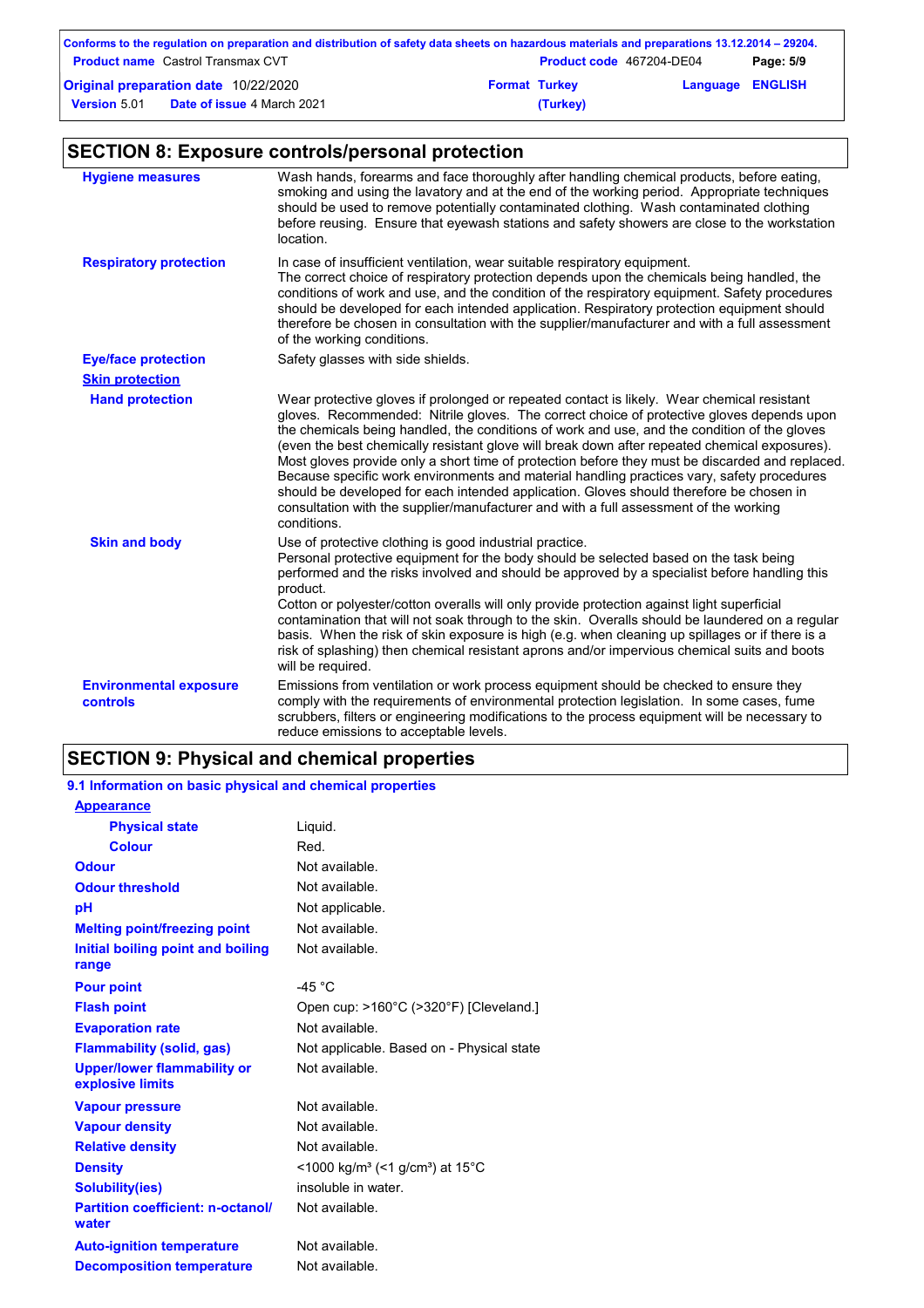## SECTION 8: Exposure controls/personal protection

| | |
|---|---|
| **Hygiene measures** | Wash hands, forearms and face thoroughly after handling chemical products, before eating, smoking and using the lavatory and at the end of the working period. Appropriate techniques should be used to remove potentially contaminated clothing. Wash contaminated clothing before reusing. Ensure that eyewash stations and safety showers are close to the workstation location. |
| **Respiratory protection** | In case of insufficient ventilation, wear suitable respiratory equipment. The correct choice of respiratory protection depends upon the chemicals being handled, the conditions of work and use, and the condition of the respiratory equipment. Safety procedures should be developed for each intended application. Respiratory protection equipment should therefore be chosen in consultation with the supplier/manufacturer and with a full assessment of the working conditions. |
| **Eye/face protection** | Safety glasses with side shields. |
| **Skin protection** | |
| **Hand protection** | Wear protective gloves if prolonged or repeated contact is likely. Wear chemical resistant gloves. Recommended: Nitrile gloves. The correct choice of protective gloves depends upon the chemicals being handled, the conditions of work and use, and the condition of the gloves (even the best chemically resistant glove will break down after repeated chemical exposures). Most gloves provide only a short time of protection before they must be discarded and replaced. Because specific work environments and material handling practices vary, safety procedures should be developed for each intended application. Gloves should therefore be chosen in consultation with the supplier/manufacturer and with a full assessment of the working conditions. |
| **Skin and body** | Use of protective clothing is good industrial practice. Personal protective equipment for the body should be selected based on the task being performed and the risks involved and should be approved by a specialist before handling this product. Cotton or polyester/cotton overalls will only provide protection against light superficial contamination that will not soak through to the skin. Overalls should be laundered on a regular basis. When the risk of skin exposure is high (e.g. when cleaning up spillages or if there is a risk of splashing) then chemical resistant aprons and/or impervious chemical suits and boots will be required. |
| **Environmental exposure controls** | Emissions from ventilation or work process equipment should be checked to ensure they comply with the requirements of environmental protection legislation. In some cases, fume scrubbers, filters or engineering modifications to the process equipment will be necessary to reduce emissions to acceptable levels. |

## SECTION 9: Physical and chemical properties

### 9.1 Information on basic physical and chemical properties

| | |
|---|---|
| **Appearance** | |
| **Physical state** | Liquid. |
| **Colour** | Red. |
| **Odour** | Not available. |
| **Odour threshold** | Not available. |
| **pH** | Not applicable. |
| **Melting point/freezing point** | Not available. |
| **Initial boiling point and boiling range** | Not available. |
| **Pour point** | -45 °C |
| **Flash point** | Open cup: >160°C (>320°F) [Cleveland.] |
| **Evaporation rate** | Not available. |
| **Flammability (solid, gas)** | Not applicable. Based on - Physical state |
| **Upper/lower flammability or explosive limits** | Not available. |
| **Vapour pressure** | Not available. |
| **Vapour density** | Not available. |
| **Relative density** | Not available. |
| **Density** | <1000 kg/m³ (<1 g/cm³) at 15°C |
| **Solubility(ies)** | insoluble in water. |
| **Partition coefficient: n-octanol/water** | Not available. |
| **Auto-ignition temperature** | Not available. |
| **Decomposition temperature** | Not available. |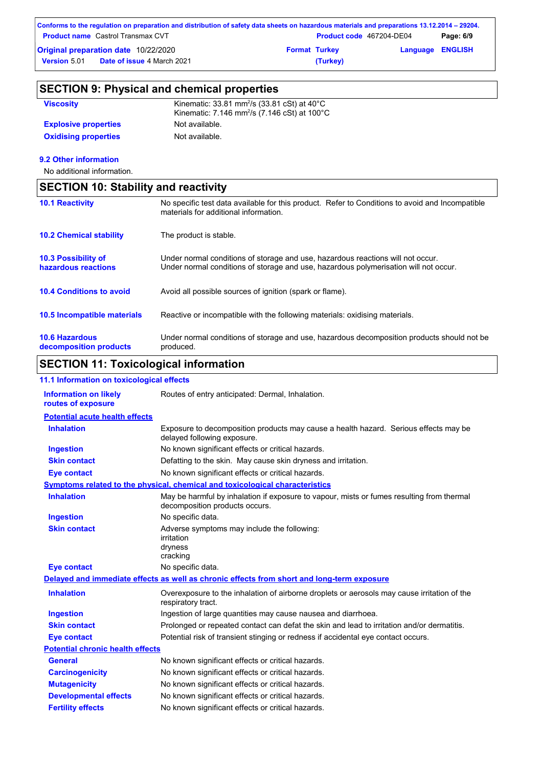## SECTION 9: Physical and chemical properties

| | |
|---|---|
| **Viscosity** | Kinematic: 33.81 $mm^2/s$ (33.81 cSt) at 40°C<br>Kinematic: 7.146 $mm^2/s$ (7.146 cSt) at 100°C |
| **Explosive properties** | Not available. |
| **Oxidising properties** | Not available. |

### 9.2 Other information

No additional information.

## SECTION 10: Stability and reactivity

| | |
|---|---|
| **10.1 Reactivity** | No specific test data available for this product. Refer to Conditions to avoid and Incompatible materials for additional information. |
| **10.2 Chemical stability** | The product is stable. |
| **10.3 Possibility of hazardous reactions** | Under normal conditions of storage and use, hazardous reactions will not occur.<br>Under normal conditions of storage and use, hazardous polymerisation will not occur. |
| **10.4 Conditions to avoid** | Avoid all possible sources of ignition (spark or flame). |
| **10.5 Incompatible materials** | Reactive or incompatible with the following materials: oxidising materials. |
| **10.6 Hazardous decomposition products** | Under normal conditions of storage and use, hazardous decomposition products should not be produced. |

## SECTION 11: Toxicological information

### 11.1 Information on toxicological effects

**Information on likely routes of exposure**: Routes of entry anticipated: Dermal, Inhalation.

**Potential acute health effects**

| | |
|---|---|
| **Inhalation** | Exposure to decomposition products may cause a health hazard. Serious effects may be delayed following exposure. |
| **Ingestion** | No known significant effects or critical hazards. |
| **Skin contact** | Defatting to the skin. May cause skin dryness and irritation. |
| **Eye contact** | No known significant effects or critical hazards. |

**Symptoms related to the physical, chemical and toxicological characteristics**

| | |
|---|---|
| **Inhalation** | May be harmful by inhalation if exposure to vapour, mists or fumes resulting from thermal decomposition products occurs. |
| **Ingestion** | No specific data. |
| **Skin contact** | Adverse symptoms may include the following:<br>irritation<br>dryness<br>cracking |
| **Eye contact** | No specific data. |

**Delayed and immediate effects as well as chronic effects from short and long-term exposure**

| | |
|---|---|
| **Inhalation** | Overexposure to the inhalation of airborne droplets or aerosols may cause irritation of the respiratory tract. |
| **Ingestion** | Ingestion of large quantities may cause nausea and diarrhoea. |
| **Skin contact** | Prolonged or repeated contact can defat the skin and lead to irritation and/or dermatitis. |
| **Eye contact** | Potential risk of transient stinging or redness if accidental eye contact occurs. |

**Potential chronic health effects**

| | |
|---|---|
| **General** | No known significant effects or critical hazards. |
| **Carcinogenicity** | No known significant effects or critical hazards. |
| **Mutagenicity** | No known significant effects or critical hazards. |
| **Developmental effects** | No known significant effects or critical hazards. |
| **Fertility effects** | No known significant effects or critical hazards. |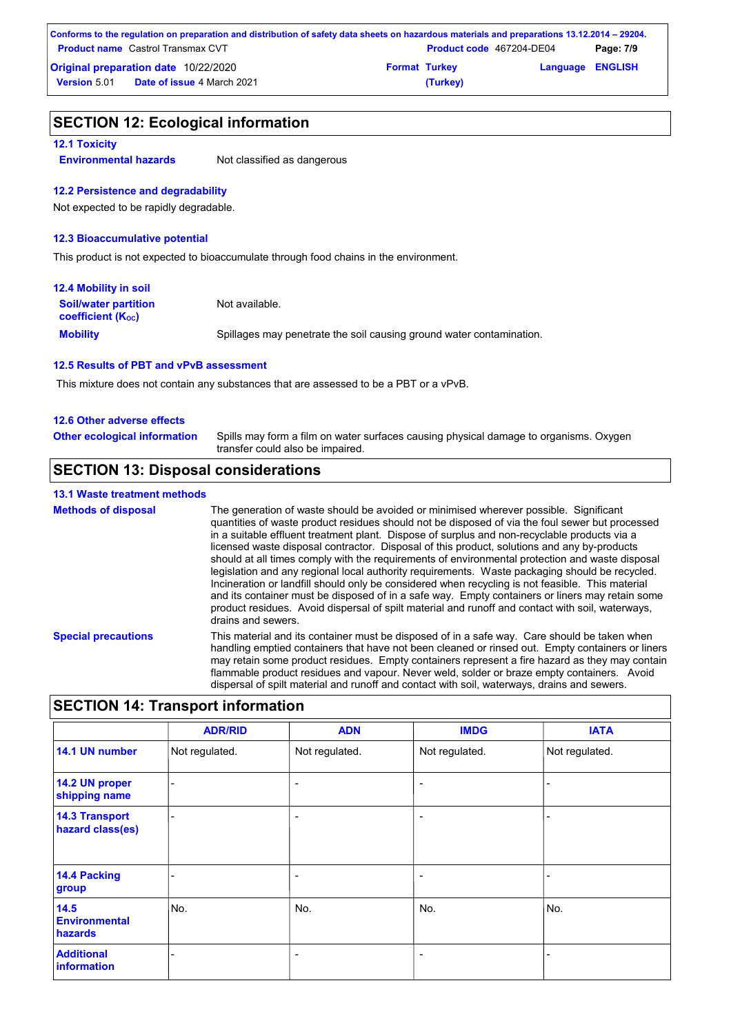## SECTION 12: Ecological information

### 12.1 Toxicity

**Environmental hazards** Not classified as dangerous

### 12.2 Persistence and degradability

Not expected to be rapidly degradable.

### 12.3 Bioaccumulative potential

This product is not expected to bioaccumulate through food chains in the environment.

### 12.4 Mobility in soil

**Soil/water partition coefficient ($K_{OC}$)** Not available.

**Mobility** Spillages may penetrate the soil causing ground water contamination.

### 12.5 Results of PBT and vPvB assessment

This mixture does not contain any substances that are assessed to be a PBT or a vPvB.

### 12.6 Other adverse effects

**Other ecological information** Spills may form a film on water surfaces causing physical damage to organisms. Oxygen transfer could also be impaired.

## SECTION 13: Disposal considerations

### 13.1 Waste treatment methods

**Methods of disposal** The generation of waste should be avoided or minimised wherever possible. Significant quantities of waste product residues should not be disposed of via the foul sewer but processed in a suitable effluent treatment plant. Dispose of surplus and non-recyclable products via a licensed waste disposal contractor. Disposal of this product, solutions and any by-products should at all times comply with the requirements of environmental protection and waste disposal legislation and any regional local authority requirements. Waste packaging should be recycled. Incineration or landfill should only be considered when recycling is not feasible. This material and its container must be disposed of in a safe way. Empty containers or liners may retain some product residues. Avoid dispersal of spilt material and runoff and contact with soil, waterways, drains and sewers.

**Special precautions** This material and its container must be disposed of in a safe way. Care should be taken when handling emptied containers that have not been cleaned or rinsed out. Empty containers or liners may retain some product residues. Empty containers represent a fire hazard as they may contain flammable product residues and vapour. Never weld, solder or braze empty containers. Avoid dispersal of spilt material and runoff and contact with soil, waterways, drains and sewers.

## SECTION 14: Transport information

| | ADR/RID | ADN | IMDG | IATA |
|---|---|---|---|---|
| **14.1 UN number** | Not regulated. | Not regulated. | Not regulated. | Not regulated. |
| **14.2 UN proper shipping name** | - | - | - | - |
| **14.3 Transport hazard class(es)** | - | - | - | - |
| **14.4 Packing group** | - | - | - | - |
| **14.5 Environmental hazards** | No. | No. | No. | No. |
| **Additional information** | - | - | - | - |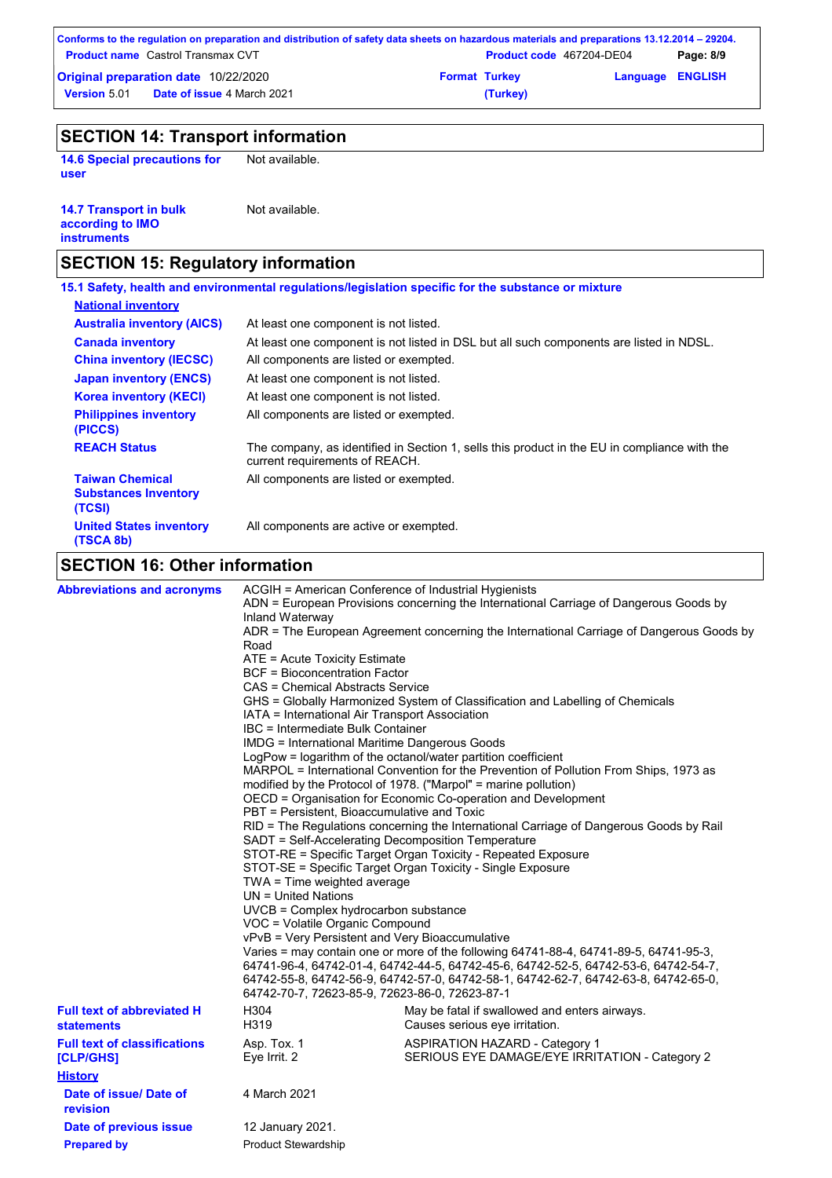## SECTION 14: Transport information

**14.6 Special precautions for user**: Not available.

**14.7 Transport in bulk according to IMO instruments**: Not available.

## SECTION 15: Regulatory information

### 15.1 Safety, health and environmental regulations/legislation specific for the substance or mixture

**National inventory**

| | |
|---|---|
| **Australia inventory (AICS)** | At least one component is not listed. |
| **Canada inventory** | At least one component is not listed in DSL but all such components are listed in NDSL. |
| **China inventory (IECSC)** | All components are listed or exempted. |
| **Japan inventory (ENCS)** | At least one component is not listed. |
| **Korea inventory (KECI)** | At least one component is not listed. |
| **Philippines inventory (PICCS)** | All components are listed or exempted. |
| **REACH Status** | The company, as identified in Section 1, sells this product in the EU in compliance with the current requirements of REACH. |
| **Taiwan Chemical Substances Inventory (TCSI)** | All components are listed or exempted. |
| **United States inventory (TSCA 8b)** | All components are active or exempted. |

## SECTION 16: Other information

**Abbreviations and acronyms**

ACGIH = American Conference of Industrial Hygienists
ADN = European Provisions concerning the International Carriage of Dangerous Goods by Inland Waterway
ADR = The European Agreement concerning the International Carriage of Dangerous Goods by Road
ATE = Acute Toxicity Estimate
BCF = Bioconcentration Factor
CAS = Chemical Abstracts Service
GHS = Globally Harmonized System of Classification and Labelling of Chemicals
IATA = International Air Transport Association
IBC = Intermediate Bulk Container
IMDG = International Maritime Dangerous Goods
LogPow = logarithm of the octanol/water partition coefficient
MARPOL = International Convention for the Prevention of Pollution From Ships, 1973 as modified by the Protocol of 1978. ("Marpol" = marine pollution)
OECD = Organisation for Economic Co-operation and Development
PBT = Persistent, Bioaccumulative and Toxic
RID = The Regulations concerning the International Carriage of Dangerous Goods by Rail
SADT = Self-Accelerating Decomposition Temperature
STOT-RE = Specific Target Organ Toxicity - Repeated Exposure
STOT-SE = Specific Target Organ Toxicity - Single Exposure
TWA = Time weighted average
UN = United Nations
UVCB = Complex hydrocarbon substance
VOC = Volatile Organic Compound
vPvB = Very Persistent and Very Bioaccumulative
Varies = may contain one or more of the following 64741-88-4, 64741-89-5, 64741-95-3, 64741-96-4, 64742-01-4, 64742-44-5, 64742-45-6, 64742-52-5, 64742-53-6, 64742-54-7, 64742-55-8, 64742-56-9, 64742-57-0, 64742-58-1, 64742-62-7, 64742-63-8, 64742-65-0, 64742-70-7, 72623-85-9, 72623-86-0, 72623-87-1

**Full text of abbreviated H statements**

| | |
|---|---|
| H304 | May be fatal if swallowed and enters airways. |
| H319 | Causes serious eye irritation. |

**Full text of classifications [CLP/GHS]**

| | |
|---|---|
| Asp. Tox. 1 | ASPIRATION HAZARD - Category 1 |
| Eye Irrit. 2 | SERIOUS EYE DAMAGE/EYE IRRITATION - Category 2 |

**History**

| | |
|---|---|
| **Date of issue/ Date of revision** | 4 March 2021 |
| **Date of previous issue** | 12 January 2021. |
| **Prepared by** | Product Stewardship |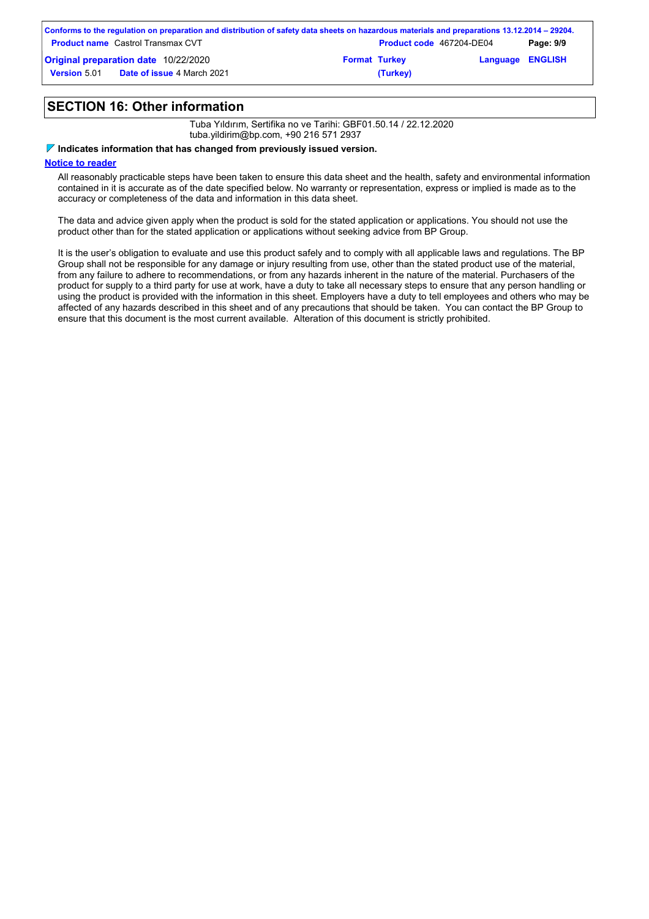## SECTION 16: Other information

Tuba Yıldırım, Sertifika no ve Tarihi: GBF01.50.14 / 22.12.2020
tuba.yildirim@bp.com, +90 216 571 2937

**Indicates information that has changed from previously issued version.**

**Notice to reader**

All reasonably practicable steps have been taken to ensure this data sheet and the health, safety and environmental information contained in it is accurate as of the date specified below. No warranty or representation, express or implied is made as to the accuracy or completeness of the data and information in this data sheet.

The data and advice given apply when the product is sold for the stated application or applications. You should not use the product other than for the stated application or applications without seeking advice from BP Group.

It is the user's obligation to evaluate and use this product safely and to comply with all applicable laws and regulations. The BP Group shall not be responsible for any damage or injury resulting from use, other than the stated product use of the material, from any failure to adhere to recommendations, or from any hazards inherent in the nature of the material. Purchasers of the product for supply to a third party for use at work, have a duty to take all necessary steps to ensure that any person handling or using the product is provided with the information in this sheet. Employers have a duty to tell employees and others who may be affected of any hazards described in this sheet and of any precautions that should be taken. You can contact the BP Group to ensure that this document is the most current available. Alteration of this document is strictly prohibited.